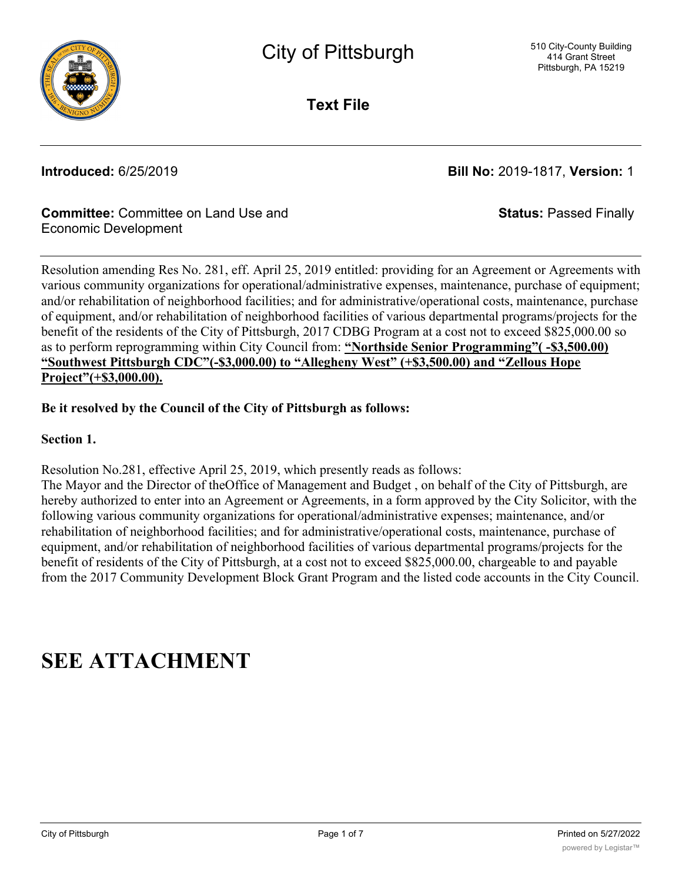# City of Pittsburgh

510 City-County Building
414 Grant Street
Pittsburgh, PA 15219

**Text File**

**Introduced:** 6/25/2019 **Bill No:** 2019-1817, **Version:** 1

**Committee:** Committee on Land Use and Economic Development **Status:** Passed Finally

Resolution amending Res No. 281, eff. April 25, 2019 entitled: providing for an Agreement or Agreements with various community organizations for operational/administrative expenses, maintenance, purchase of equipment; and/or rehabilitation of neighborhood facilities; and for administrative/operational costs, maintenance, purchase of equipment, and/or rehabilitation of neighborhood facilities of various departmental programs/projects for the benefit of the residents of the City of Pittsburgh, 2017 CDBG Program at a cost not to exceed $825,000.00 so as to perform reprogramming within City Council from: **"Northside Senior Programming"( -$3,500.00) "Southwest Pittsburgh CDC"(-$3,000.00) to "Allegheny West" (+$3,500.00) and "Zellous Hope Project"(+$3,000.00).**

**Be it resolved by the Council of the City of Pittsburgh as follows:**

**Section 1.**

Resolution No.281, effective April 25, 2019, which presently reads as follows:
The Mayor and the Director of theOffice of Management and Budget , on behalf of the City of Pittsburgh, are hereby authorized to enter into an Agreement or Agreements, in a form approved by the City Solicitor, with the following various community organizations for operational/administrative expenses; maintenance, and/or rehabilitation of neighborhood facilities; and for administrative/operational costs, maintenance, purchase of equipment, and/or rehabilitation of neighborhood facilities of various departmental programs/projects for the benefit of residents of the City of Pittsburgh, at a cost not to exceed $825,000.00, chargeable to and payable from the 2017 Community Development Block Grant Program and the listed code accounts in the City Council.

# SEE ATTACHMENT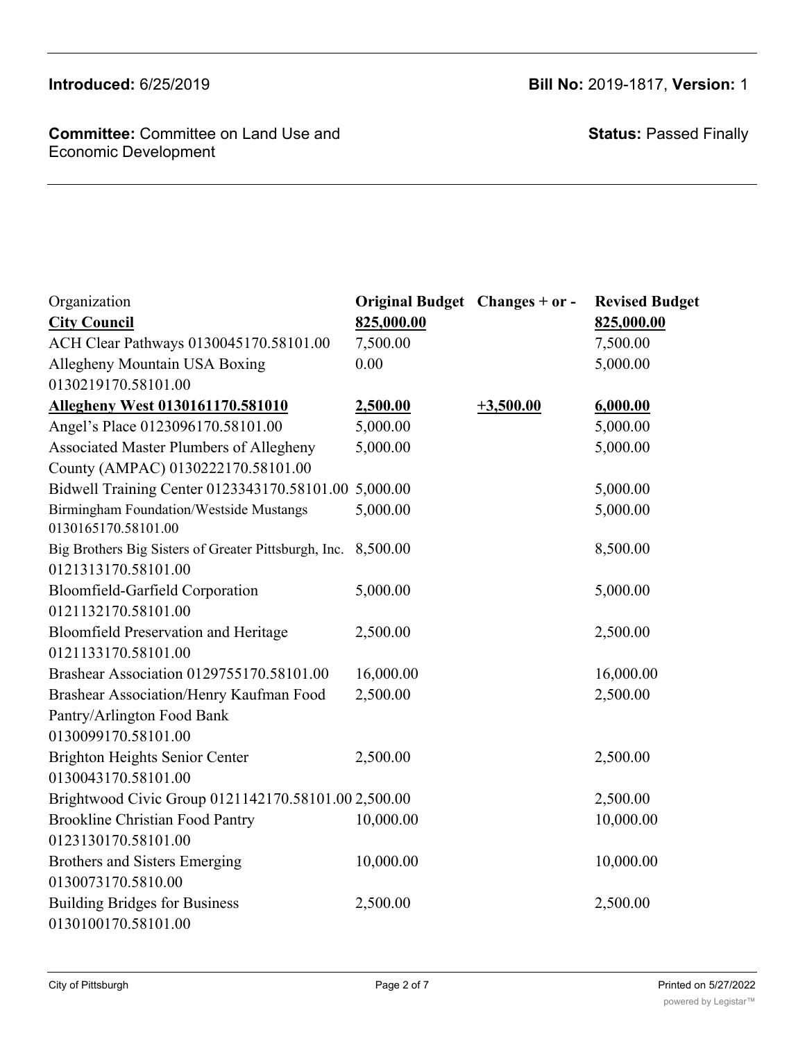**Introduced:** 6/25/2019

**Bill No:** 2019-1817, **Version:** 1

**Committee:** Committee on Land Use and Economic Development

**Status:** Passed Finally

| Organization | **Original Budget** | **Changes + or -** | **Revised Budget** |
|---|---|---|---|
| **City Council** | **825,000.00** | | **825,000.00** |
| ACH Clear Pathways 0130045170.58101.00 | 7,500.00 | | 7,500.00 |
| Allegheny Mountain USA Boxing 0130219170.58101.00 | 0.00 | | 5,000.00 |
| **Allegheny West 0130161170.581010** | **2,500.00** | **+3,500.00** | **6,000.00** |
| Angel's Place 0123096170.58101.00 | 5,000.00 | | 5,000.00 |
| Associated Master Plumbers of Allegheny County (AMPAC) 0130222170.58101.00 | 5,000.00 | | 5,000.00 |
| Bidwell Training Center 0123343170.58101.00 | 5,000.00 | | 5,000.00 |
| Birmingham Foundation/Westside Mustangs 0130165170.58101.00 | 5,000.00 | | 5,000.00 |
| Big Brothers Big Sisters of Greater Pittsburgh, Inc. 0121313170.58101.00 | 8,500.00 | | 8,500.00 |
| Bloomfield-Garfield Corporation 0121132170.58101.00 | 5,000.00 | | 5,000.00 |
| Bloomfield Preservation and Heritage 0121133170.58101.00 | 2,500.00 | | 2,500.00 |
| Brashear Association 0129755170.58101.00 | 16,000.00 | | 16,000.00 |
| Brashear Association/Henry Kaufman Food Pantry/Arlington Food Bank 0130099170.58101.00 | 2,500.00 | | 2,500.00 |
| Brighton Heights Senior Center 0130043170.58101.00 | 2,500.00 | | 2,500.00 |
| Brightwood Civic Group 0121142170.58101.00 | 2,500.00 | | 2,500.00 |
| Brookline Christian Food Pantry 0123130170.58101.00 | 10,000.00 | | 10,000.00 |
| Brothers and Sisters Emerging 0130073170.5810.00 | 10,000.00 | | 10,000.00 |
| Building Bridges for Business 0130100170.58101.00 | 2,500.00 | | 2,500.00 |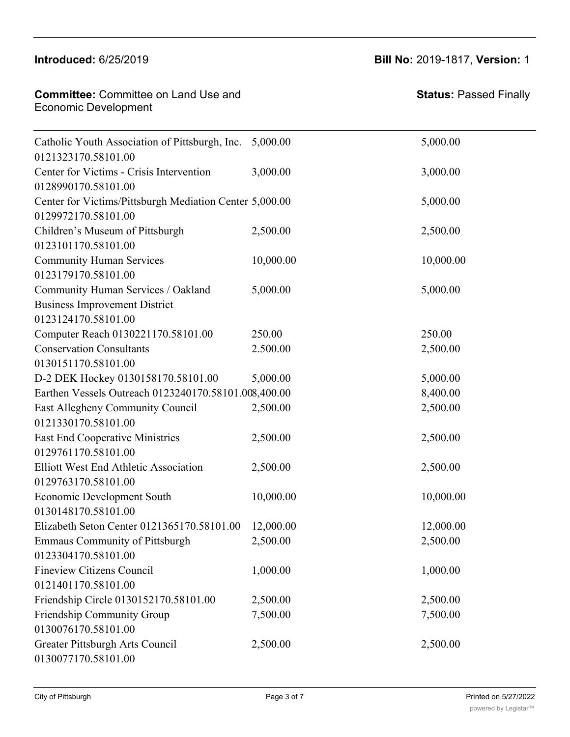**Introduced:** 6/25/2019 **Bill No:** 2019-1817, **Version:** 1

**Committee:** Committee on Land Use and Economic Development **Status:** Passed Finally

| | | |
|---|---|---|
| Catholic Youth Association of Pittsburgh, Inc. 0121323170.58101.00 | 5,000.00 | 5,000.00 |
| Center for Victims - Crisis Intervention 0128990170.58101.00 | 3,000.00 | 3,000.00 |
| Center for Victims/Pittsburgh Mediation Center 0129972170.58101.00 | 5,000.00 | 5,000.00 |
| Children's Museum of Pittsburgh 0123101170.58101.00 | 2,500.00 | 2,500.00 |
| Community Human Services 0123179170.58101.00 | 10,000.00 | 10,000.00 |
| Community Human Services / Oakland Business Improvement District 0123124170.58101.00 | 5,000.00 | 5,000.00 |
| Computer Reach 0130221170.58101.00 | 250.00 | 250.00 |
| Conservation Consultants 0130151170.58101.00 | 2.500.00 | 2,500.00 |
| D-2 DEK Hockey 0130158170.58101.00 | 5,000.00 | 5,000.00 |
| Earthen Vessels Outreach 0123240170.58101.00 | 8,400.00 | 8,400.00 |
| East Allegheny Community Council 0121330170.58101.00 | 2,500.00 | 2,500.00 |
| East End Cooperative Ministries 0129761170.58101.00 | 2,500.00 | 2,500.00 |
| Elliott West End Athletic Association 0129763170.58101.00 | 2,500.00 | 2,500.00 |
| Economic Development South 0130148170.58101.00 | 10,000.00 | 10,000.00 |
| Elizabeth Seton Center 0121365170.58101.00 | 12,000.00 | 12,000.00 |
| Emmaus Community of Pittsburgh 0123304170.58101.00 | 2,500.00 | 2,500.00 |
| Fineview Citizens Council 0121401170.58101.00 | 1,000.00 | 1,000.00 |
| Friendship Circle 0130152170.58101.00 | 2,500.00 | 2,500.00 |
| Friendship Community Group 0130076170.58101.00 | 7,500.00 | 7,500.00 |
| Greater Pittsburgh Arts Council 0130077170.58101.00 | 2,500.00 | 2,500.00 |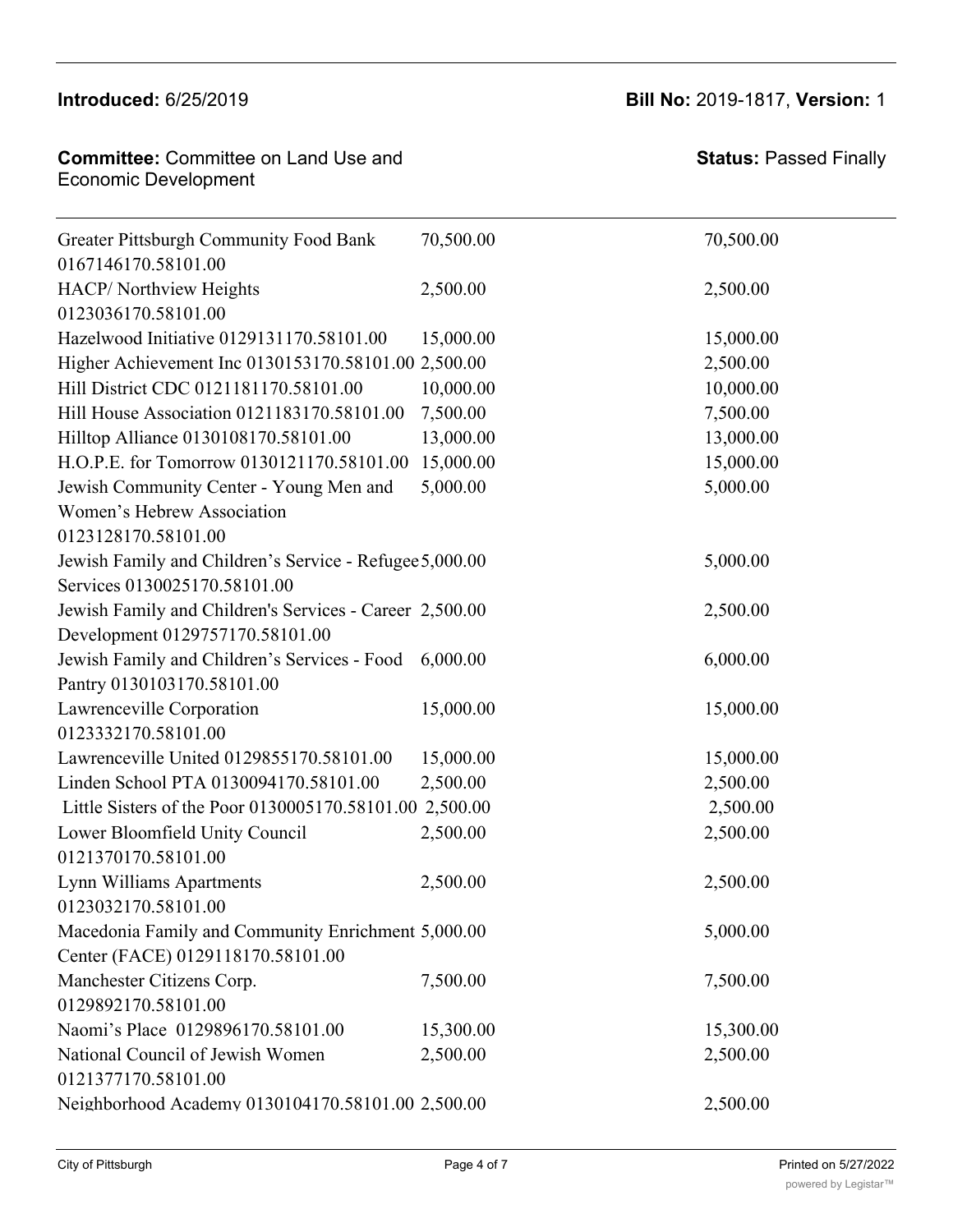| | | |
|---|---|---|
| Greater Pittsburgh Community Food Bank 0167146170.58101.00 | 70,500.00 | 70,500.00 |
| HACP/ Northview Heights 0123036170.58101.00 | 2,500.00 | 2,500.00 |
| Hazelwood Initiative 0129131170.58101.00 | 15,000.00 | 15,000.00 |
| Higher Achievement Inc 0130153170.58101.00 | 2,500.00 | 2,500.00 |
| Hill District CDC 0121181170.58101.00 | 10,000.00 | 10,000.00 |
| Hill House Association 0121183170.58101.00 | 7,500.00 | 7,500.00 |
| Hilltop Alliance 0130108170.58101.00 | 13,000.00 | 13,000.00 |
| H.O.P.E. for Tomorrow 0130121170.58101.00 | 15,000.00 | 15,000.00 |
| Jewish Community Center - Young Men and Women's Hebrew Association 0123128170.58101.00 | 5,000.00 | 5,000.00 |
| Jewish Family and Children's Service - Refugee Services 0130025170.58101.00 | 5,000.00 | 5,000.00 |
| Jewish Family and Children's Services - Career Development 0129757170.58101.00 | 2,500.00 | 2,500.00 |
| Jewish Family and Children's Services - Food Pantry 0130103170.58101.00 | 6,000.00 | 6,000.00 |
| Lawrenceville Corporation 0123332170.58101.00 | 15,000.00 | 15,000.00 |
| Lawrenceville United 0129855170.58101.00 | 15,000.00 | 15,000.00 |
| Linden School PTA 0130094170.58101.00 | 2,500.00 | 2,500.00 |
| Little Sisters of the Poor 0130005170.58101.00 | 2,500.00 | 2,500.00 |
| Lower Bloomfield Unity Council 0121370170.58101.00 | 2,500.00 | 2,500.00 |
| Lynn Williams Apartments 0123032170.58101.00 | 2,500.00 | 2,500.00 |
| Macedonia Family and Community Enrichment Center (FACE) 0129118170.58101.00 | 5,000.00 | 5,000.00 |
| Manchester Citizens Corp. 0129892170.58101.00 | 7,500.00 | 7,500.00 |
| Naomi's Place 0129896170.58101.00 | 15,300.00 | 15,300.00 |
| National Council of Jewish Women 0121377170.58101.00 | 2,500.00 | 2,500.00 |
| Neighborhood Academy 0130104170.58101.00 | 2,500.00 | 2,500.00 |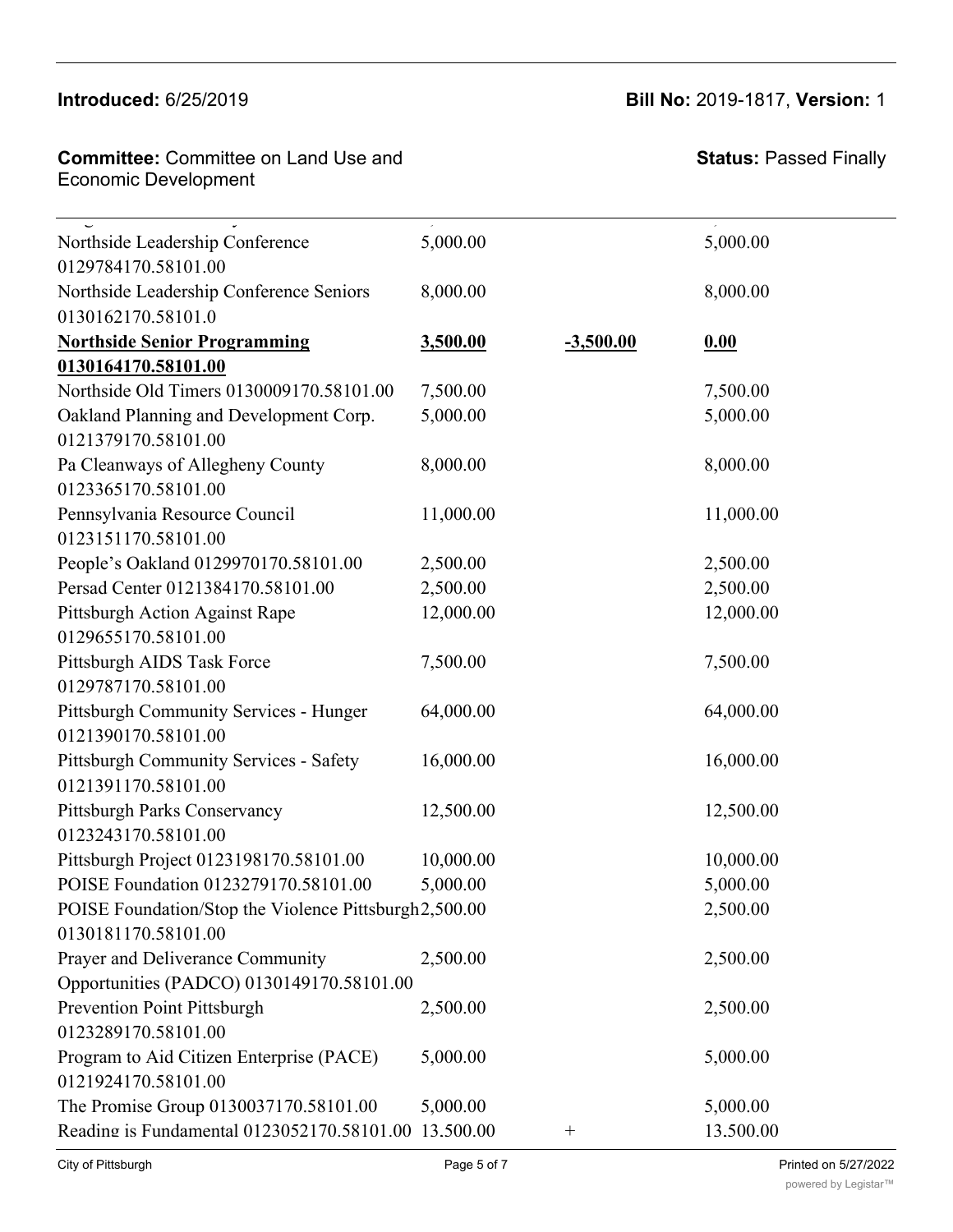| | | | |
|---|---|---|---|
| Northside Leadership Conference 0129784170.58101.00 | 5,000.00 | | 5,000.00 |
| Northside Leadership Conference Seniors 0130162170.58101.0 | 8,000.00 | | 8,000.00 |
| **<u>Northside Senior Programming 0130164170.58101.00</u>** | **<u>3,500.00</u>** | **<u>-3,500.00</u>** | **<u>0.00</u>** |
| Northside Old Timers 0130009170.58101.00 | 7,500.00 | | 7,500.00 |
| Oakland Planning and Development Corp. 0121379170.58101.00 | 5,000.00 | | 5,000.00 |
| Pa Cleanways of Allegheny County 0123365170.58101.00 | 8,000.00 | | 8,000.00 |
| Pennsylvania Resource Council 0123151170.58101.00 | 11,000.00 | | 11,000.00 |
| People's Oakland 0129970170.58101.00 | 2,500.00 | | 2,500.00 |
| Persad Center 0121384170.58101.00 | 2,500.00 | | 2,500.00 |
| Pittsburgh Action Against Rape 0129655170.58101.00 | 12,000.00 | | 12,000.00 |
| Pittsburgh AIDS Task Force 0129787170.58101.00 | 7,500.00 | | 7,500.00 |
| Pittsburgh Community Services - Hunger 0121390170.58101.00 | 64,000.00 | | 64,000.00 |
| Pittsburgh Community Services - Safety 0121391170.58101.00 | 16,000.00 | | 16,000.00 |
| Pittsburgh Parks Conservancy 0123243170.58101.00 | 12,500.00 | | 12,500.00 |
| Pittsburgh Project 0123198170.58101.00 | 10,000.00 | | 10,000.00 |
| POISE Foundation 0123279170.58101.00 | 5,000.00 | | 5,000.00 |
| POISE Foundation/Stop the Violence Pittsburgh 0130181170.58101.00 | 2,500.00 | | 2,500.00 |
| Prayer and Deliverance Community Opportunities (PADCO) 0130149170.58101.00 | 2,500.00 | | 2,500.00 |
| Prevention Point Pittsburgh 0123289170.58101.00 | 2,500.00 | | 2,500.00 |
| Program to Aid Citizen Enterprise (PACE) 0121924170.58101.00 | 5,000.00 | | 5,000.00 |
| The Promise Group 0130037170.58101.00 | 5,000.00 | | 5,000.00 |
| Reading is Fundamental 0123052170.58101.00 | 13,500.00 | + | 13,500.00 |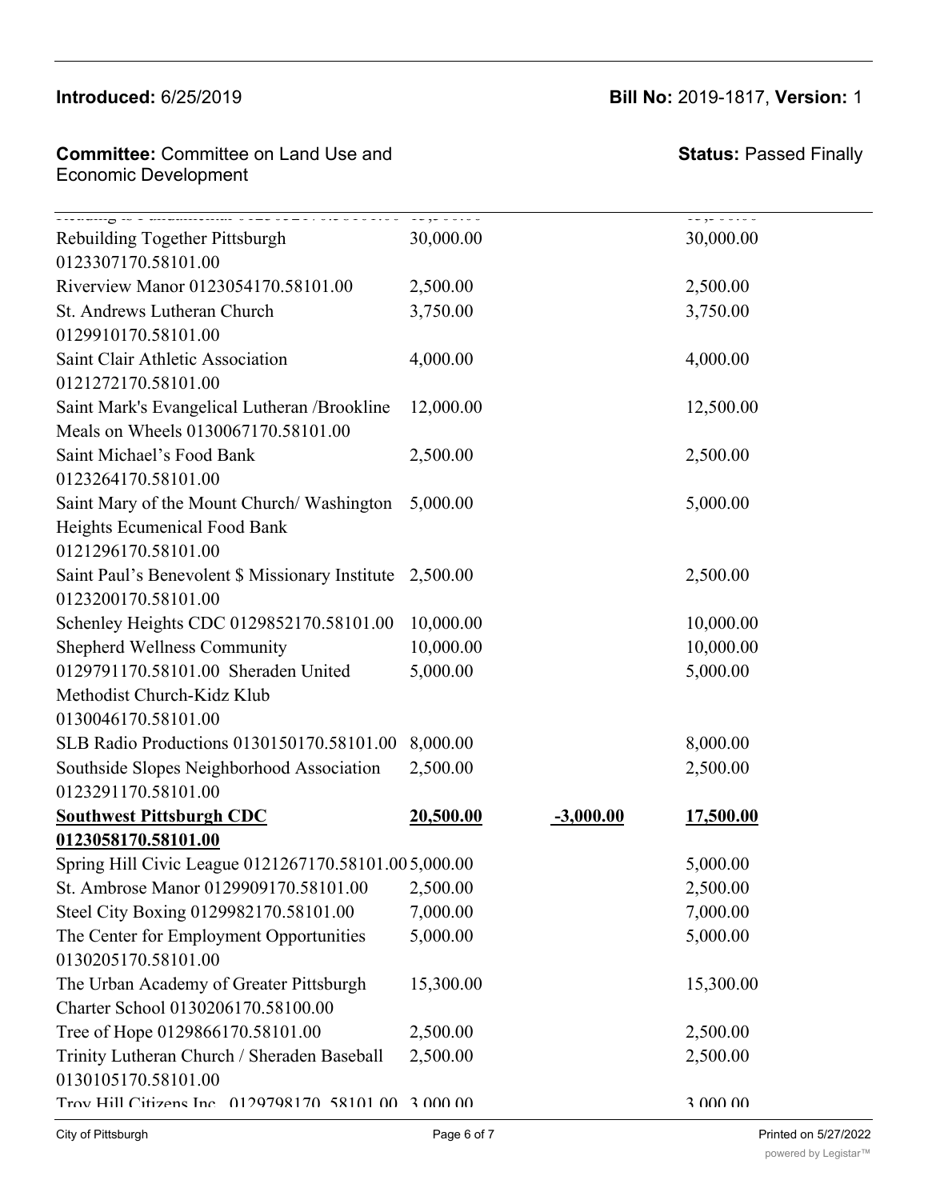| | | | |
|---|---|---|---|
| Reading is Fundamental 0123052170.58101.00 | 15,500.00 | | 15,500.00 |
| Rebuilding Together Pittsburgh 0123307170.58101.00 | 30,000.00 | | 30,000.00 |
| Riverview Manor 0123054170.58101.00 | 2,500.00 | | 2,500.00 |
| St. Andrews Lutheran Church 0129910170.58101.00 | 3,750.00 | | 3,750.00 |
| Saint Clair Athletic Association 0121272170.58101.00 | 4,000.00 | | 4,000.00 |
| Saint Mark's Evangelical Lutheran /Brookline Meals on Wheels 0130067170.58101.00 | 12,000.00 | | 12,500.00 |
| Saint Michael's Food Bank 0123264170.58101.00 | 2,500.00 | | 2,500.00 |
| Saint Mary of the Mount Church/ Washington Heights Ecumenical Food Bank 0121296170.58101.00 | 5,000.00 | | 5,000.00 |
| Saint Paul's Benevolent $ Missionary Institute 0123200170.58101.00 | 2,500.00 | | 2,500.00 |
| Schenley Heights CDC 0129852170.58101.00 | 10,000.00 | | 10,000.00 |
| Shepherd Wellness Community 0129791170.58101.00 | 10,000.00 | | 10,000.00 |
| Sheraden United Methodist Church-Kidz Klub 0130046170.58101.00 | 5,000.00 | | 5,000.00 |
| SLB Radio Productions 0130150170.58101.00 | 8,000.00 | | 8,000.00 |
| Southside Slopes Neighborhood Association 0123291170.58101.00 | 2,500.00 | | 2,500.00 |
| **Southwest Pittsburgh CDC 0123058170.58101.00** | **20,500.00** | **-3,000.00** | **17,500.00** |
| Spring Hill Civic League 0121267170.58101.00 | 5,000.00 | | 5,000.00 |
| St. Ambrose Manor 0129909170.58101.00 | 2,500.00 | | 2,500.00 |
| Steel City Boxing 0129982170.58101.00 | 7,000.00 | | 7,000.00 |
| The Center for Employment Opportunities 0130205170.58101.00 | 5,000.00 | | 5,000.00 |
| The Urban Academy of Greater Pittsburgh Charter School 0130206170.58100.00 | 15,300.00 | | 15,300.00 |
| Tree of Hope 0129866170.58101.00 | 2,500.00 | | 2,500.00 |
| Trinity Lutheran Church / Sheraden Baseball 0130105170.58101.00 | 2,500.00 | | 2,500.00 |
| Troy Hill Citizens Inc. 0129798170. 58101.00 | 3,000.00 | | 3,000.00 |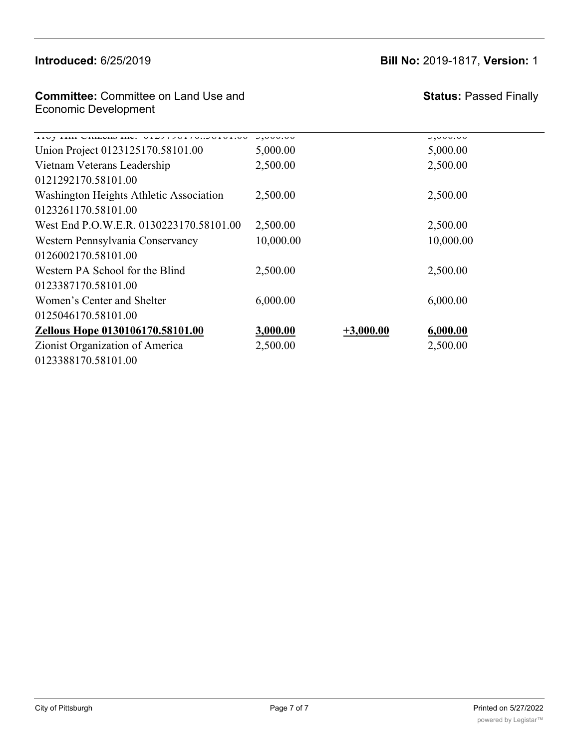| | | | |
|---|---|---|---|
| Troy Hill Citizens Inc. 0129798170..58101.00 | 5,000.00 | | 5,000.00 |
| Union Project 0123125170.58101.00 | 5,000.00 | | 5,000.00 |
| Vietnam Veterans Leadership 0121292170.58101.00 | 2,500.00 | | 2,500.00 |
| Washington Heights Athletic Association 0123261170.58101.00 | 2,500.00 | | 2,500.00 |
| West End P.O.W.E.R. 0130223170.58101.00 | 2,500.00 | | 2,500.00 |
| Western Pennsylvania Conservancy 0126002170.58101.00 | 10,000.00 | | 10,000.00 |
| Western PA School for the Blind 0123387170.58101.00 | 2,500.00 | | 2,500.00 |
| Women's Center and Shelter 0125046170.58101.00 | 6,000.00 | | 6,000.00 |
| **Zellous Hope 0130106170.58101.00** | **3,000.00** | **+3,000.00** | **6,000.00** |
| Zionist Organization of America 0123388170.58101.00 | 2,500.00 | | 2,500.00 |